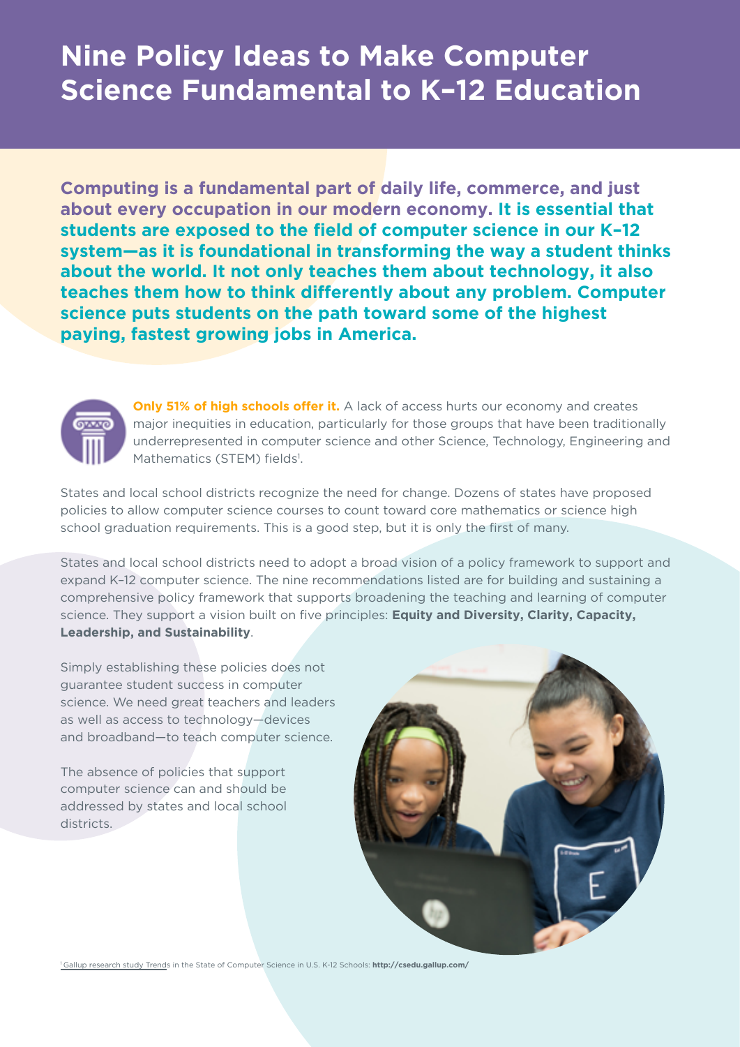# Nine Policy Ideas to Make Computer Science Fundamental to K–12 Education

**Computing is a fundamental part of daily life, commerce, and just about every occupation in our modern economy. It is essential that students are exposed to the field of computer science in our K–12 system—as it is foundational in transforming the way a student thinks about the world. It not only teaches them about technology, it also teaches them how to think differently about any problem. Computer science puts students on the path toward some of the highest paying, fastest growing jobs in America.**

**Only 51% of high schools offer it.** A lack of access hurts our economy and creates major inequities in education, particularly for those groups that have been traditionally underrepresented in computer science and other Science, Technology, Engineering and Mathematics (STEM) fields[1].

States and local school districts recognize the need for change. Dozens of states have proposed policies to allow computer science courses to count toward core mathematics or science high school graduation requirements. This is a good step, but it is only the first of many.

States and local school districts need to adopt a broad vision of a policy framework to support and expand K–12 computer science. The nine recommendations listed are for building and sustaining a comprehensive policy framework that supports broadening the teaching and learning of computer science. They support a vision built on five principles: **Equity and Diversity, Clarity, Capacity, Leadership, and Sustainability**.

Simply establishing these policies does not guarantee student success in computer science. We need great teachers and leaders as well as access to technology—devices and broadband—to teach computer science.

The absence of policies that support computer science can and should be addressed by states and local school districts.

[1] Gallup research study Trends in the State of Computer Science in U.S. K-12 Schools: **http://csedu.gallup.com/**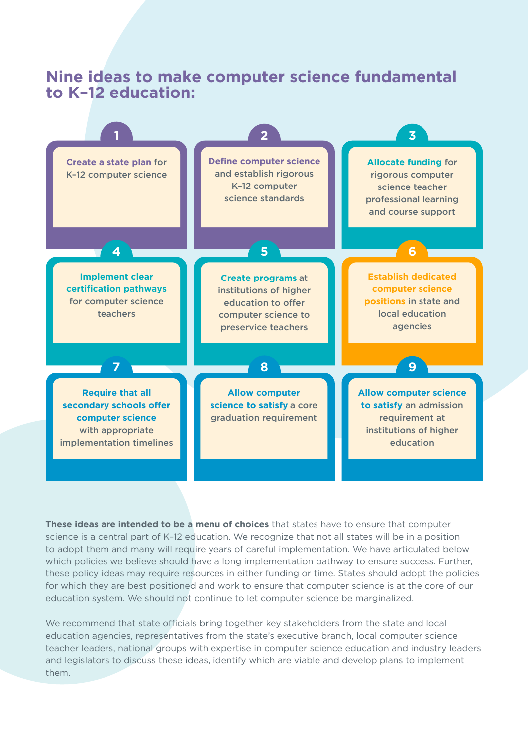## Nine ideas to make computer science fundamental to K–12 education:

1. **Create a state plan** for K–12 computer science
2. **Define computer science** and establish rigorous K–12 computer science standards
3. **Allocate funding** for rigorous computer science teacher professional learning and course support
4. **Implement clear certification pathways** for computer science teachers
5. **Create programs** at institutions of higher education to offer computer science to preservice teachers
6. **Establish dedicated computer science positions** in state and local education agencies
7. **Require that all secondary schools offer computer science** with appropriate implementation timelines
8. **Allow computer science to satisfy** a core graduation requirement
9. **Allow computer science to satisfy** an admission requirement at institutions of higher education

**These ideas are intended to be a menu of choices** that states have to ensure that computer science is a central part of K–12 education. We recognize that not all states will be in a position to adopt them and many will require years of careful implementation. We have articulated below which policies we believe should have a long implementation pathway to ensure success. Further, these policy ideas may require resources in either funding or time. States should adopt the policies for which they are best positioned and work to ensure that computer science is at the core of our education system. We should not continue to let computer science be marginalized.

We recommend that state officials bring together key stakeholders from the state and local education agencies, representatives from the state's executive branch, local computer science teacher leaders, national groups with expertise in computer science education and industry leaders and legislators to discuss these ideas, identify which are viable and develop plans to implement them.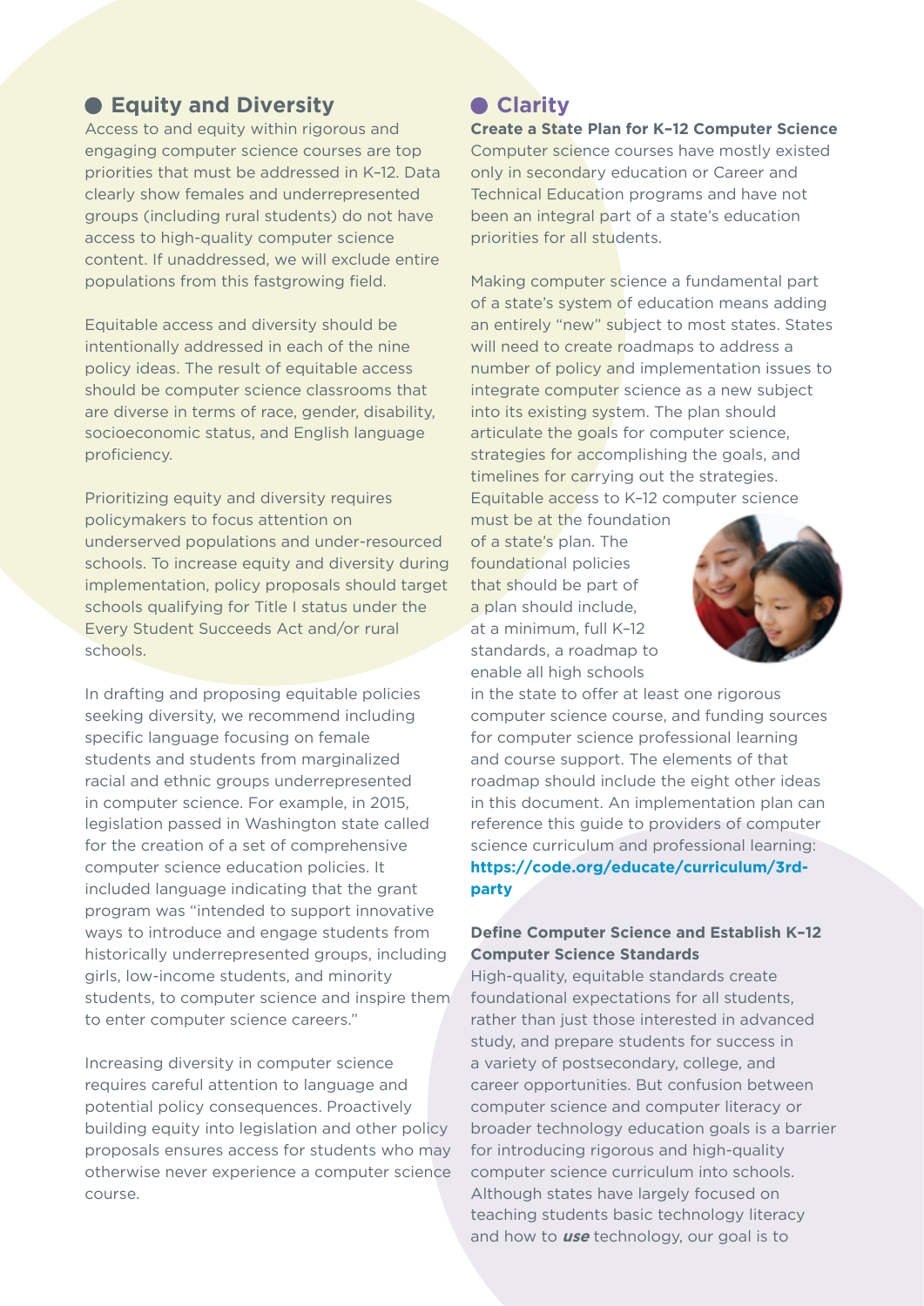## Equity and Diversity

Access to and equity within rigorous and engaging computer science courses are top priorities that must be addressed in K–12. Data clearly show females and underrepresented groups (including rural students) do not have access to high-quality computer science content. If unaddressed, we will exclude entire populations from this fastgrowing field.

Equitable access and diversity should be intentionally addressed in each of the nine policy ideas. The result of equitable access should be computer science classrooms that are diverse in terms of race, gender, disability, socioeconomic status, and English language proficiency.

Prioritizing equity and diversity requires policymakers to focus attention on underserved populations and under-resourced schools. To increase equity and diversity during implementation, policy proposals should target schools qualifying for Title I status under the Every Student Succeeds Act and/or rural schools.

In drafting and proposing equitable policies seeking diversity, we recommend including specific language focusing on female students and students from marginalized racial and ethnic groups underrepresented in computer science. For example, in 2015, legislation passed in Washington state called for the creation of a set of comprehensive computer science education policies. It included language indicating that the grant program was "intended to support innovative ways to introduce and engage students from historically underrepresented groups, including girls, low-income students, and minority students, to computer science and inspire them to enter computer science careers."

Increasing diversity in computer science requires careful attention to language and potential policy consequences. Proactively building equity into legislation and other policy proposals ensures access for students who may otherwise never experience a computer science course.

## Clarity

**Create a State Plan for K–12 Computer Science**

Computer science courses have mostly existed only in secondary education or Career and Technical Education programs and have not been an integral part of a state's education priorities for all students.

Making computer science a fundamental part of a state's system of education means adding an entirely "new" subject to most states. States will need to create roadmaps to address a number of policy and implementation issues to integrate computer science as a new subject into its existing system. The plan should articulate the goals for computer science, strategies for accomplishing the goals, and timelines for carrying out the strategies. Equitable access to K–12 computer science must be at the foundation of a state's plan. The foundational policies that should be part of a plan should include, at a minimum, full K–12 standards, a roadmap to enable all high schools in the state to offer at least one rigorous computer science course, and funding sources for computer science professional learning and course support. The elements of that roadmap should include the eight other ideas in this document. An implementation plan can reference this guide to providers of computer science curriculum and professional learning: **https://code.org/educate/curriculum/3rd-party**

**Define Computer Science and Establish K–12 Computer Science Standards**

High-quality, equitable standards create foundational expectations for all students, rather than just those interested in advanced study, and prepare students for success in a variety of postsecondary, college, and career opportunities. But confusion between computer science and computer literacy or broader technology education goals is a barrier for introducing rigorous and high-quality computer science curriculum into schools. Although states have largely focused on teaching students basic technology literacy and how to ***use*** technology, our goal is to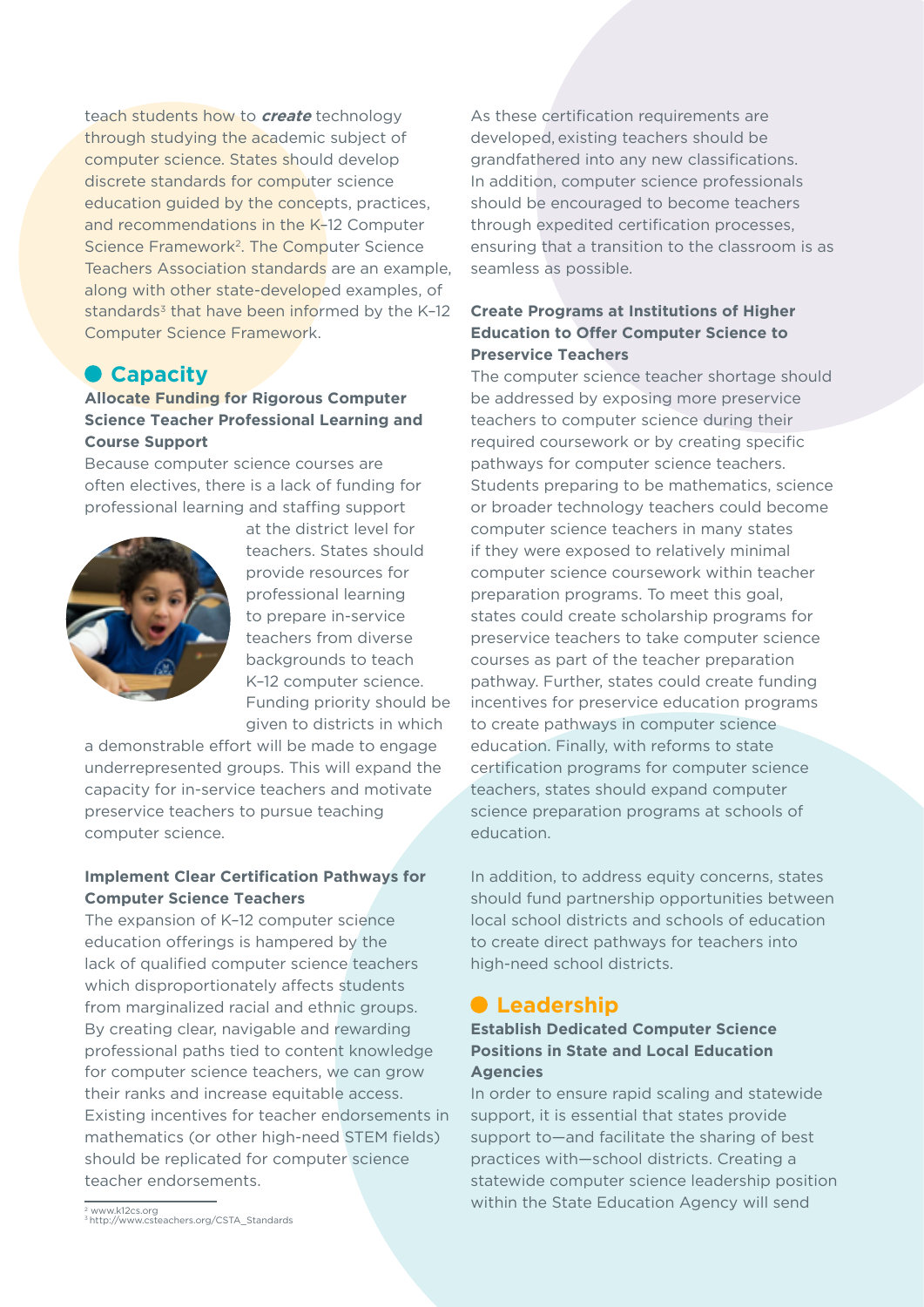teach students how to ***create*** technology through studying the academic subject of computer science. States should develop discrete standards for computer science education guided by the concepts, practices, and recommendations in the K–12 Computer Science Framework[2]. The Computer Science Teachers Association standards are an example, along with other state-developed examples, of standards[3] that have been informed by the K–12 Computer Science Framework.

## Capacity

### Allocate Funding for Rigorous Computer Science Teacher Professional Learning and Course Support

Because computer science courses are often electives, there is a lack of funding for professional learning and staffing support at the district level for teachers. States should provide resources for professional learning to prepare in-service teachers from diverse backgrounds to teach K–12 computer science. Funding priority should be given to districts in which a demonstrable effort will be made to engage underrepresented groups. This will expand the capacity for in-service teachers and motivate preservice teachers to pursue teaching computer science.

### Implement Clear Certification Pathways for Computer Science Teachers

The expansion of K–12 computer science education offerings is hampered by the lack of qualified computer science teachers which disproportionately affects students from marginalized racial and ethnic groups. By creating clear, navigable and rewarding professional paths tied to content knowledge for computer science teachers, we can grow their ranks and increase equitable access. Existing incentives for teacher endorsements in mathematics (or other high-need STEM fields) should be replicated for computer science teacher endorsements.

As these certification requirements are developed, existing teachers should be grandfathered into any new classifications. In addition, computer science professionals should be encouraged to become teachers through expedited certification processes, ensuring that a transition to the classroom is as seamless as possible.

### Create Programs at Institutions of Higher Education to Offer Computer Science to Preservice Teachers

The computer science teacher shortage should be addressed by exposing more preservice teachers to computer science during their required coursework or by creating specific pathways for computer science teachers. Students preparing to be mathematics, science or broader technology teachers could become computer science teachers in many states if they were exposed to relatively minimal computer science coursework within teacher preparation programs. To meet this goal, states could create scholarship programs for preservice teachers to take computer science courses as part of the teacher preparation pathway. Further, states could create funding incentives for preservice education programs to create pathways in computer science education. Finally, with reforms to state certification programs for computer science teachers, states should expand computer science preparation programs at schools of education.

In addition, to address equity concerns, states should fund partnership opportunities between local school districts and schools of education to create direct pathways for teachers into high-need school districts.

## Leadership

### Establish Dedicated Computer Science Positions in State and Local Education Agencies

In order to ensure rapid scaling and statewide support, it is essential that states provide support to—and facilitate the sharing of best practices with—school districts. Creating a statewide computer science leadership position within the State Education Agency will send

---

[2] www.k12cs.org
[3] http://www.csteachers.org/CSTA_Standards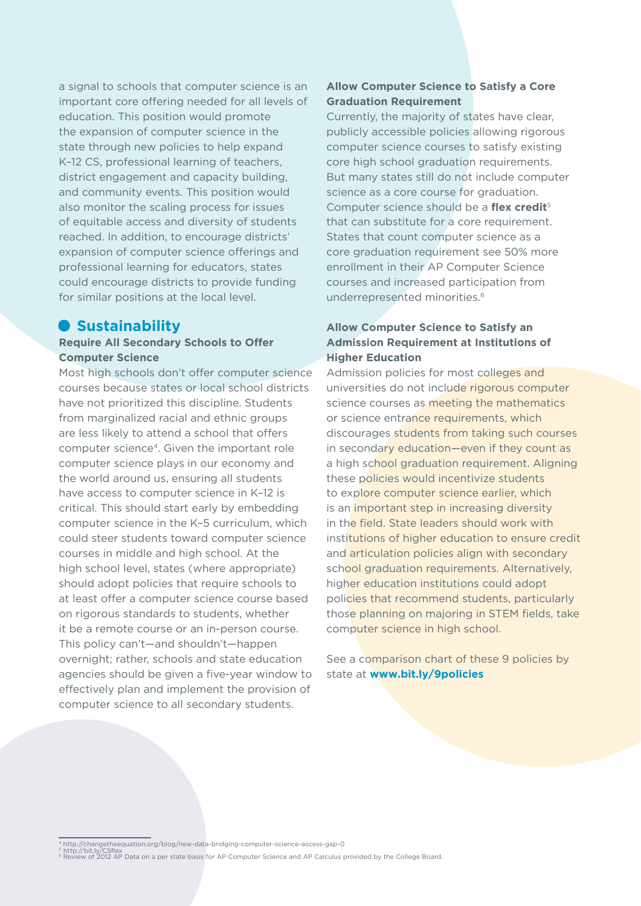a signal to schools that computer science is an important core offering needed for all levels of education. This position would promote the expansion of computer science in the state through new policies to help expand K–12 CS, professional learning of teachers, district engagement and capacity building, and community events. This position would also monitor the scaling process for issues of equitable access and diversity of students reached. In addition, to encourage districts' expansion of computer science offerings and professional learning for educators, states could encourage districts to provide funding for similar positions at the local level.

## Sustainability

### Require All Secondary Schools to Offer Computer Science

Most high schools don't offer computer science courses because states or local school districts have not prioritized this discipline. Students from marginalized racial and ethnic groups are less likely to attend a school that offers computer science[4]. Given the important role computer science plays in our economy and the world around us, ensuring all students have access to computer science in K–12 is critical. This should start early by embedding computer science in the K–5 curriculum, which could steer students toward computer science courses in middle and high school. At the high school level, states (where appropriate) should adopt policies that require schools to at least offer a computer science course based on rigorous standards to students, whether it be a remote course or an in-person course. This policy can't—and shouldn't—happen overnight; rather, schools and state education agencies should be given a five-year window to effectively plan and implement the provision of computer science to all secondary students.

### Allow Computer Science to Satisfy a Core Graduation Requirement

Currently, the majority of states have clear, publicly accessible policies allowing rigorous computer science courses to satisfy existing core high school graduation requirements. But many states still do not include computer science as a core course for graduation. Computer science should be a **flex credit**[5] that can substitute for a core requirement. States that count computer science as a core graduation requirement see 50% more enrollment in their AP Computer Science courses and increased participation from underrepresented minorities.[6]

### Allow Computer Science to Satisfy an Admission Requirement at Institutions of Higher Education

Admission policies for most colleges and universities do not include rigorous computer science courses as meeting the mathematics or science entrance requirements, which discourages students from taking such courses in secondary education—even if they count as a high school graduation requirement. Aligning these policies would incentivize students to explore computer science earlier, which is an important step in increasing diversity in the field. State leaders should work with institutions of higher education to ensure credit and articulation policies align with secondary school graduation requirements. Alternatively, higher education institutions could adopt policies that recommend students, particularly those planning on majoring in STEM fields, take computer science in high school.

See a comparison chart of these 9 policies by state at **www.bit.ly/9policies**

---

[4] http://changetheequation.org/blog/new-data-bridging-computer-science-access-gap-0
[5] http://bit.ly/CSflex
[6] Review of 2012 AP Data on a per state basis for AP Computer Science and AP Calculus provided by the College Board.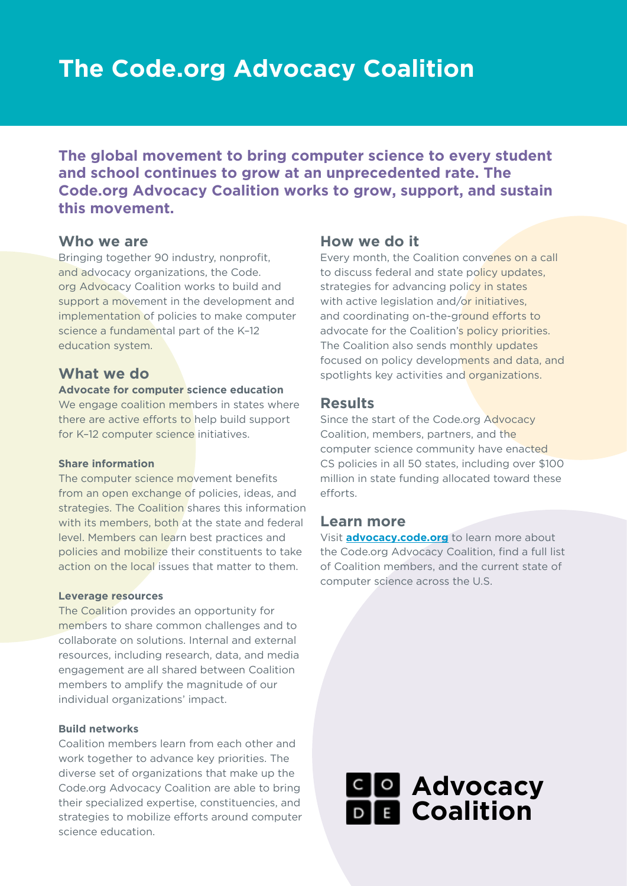# The Code.org Advocacy Coalition

**The global movement to bring computer science to every student and school continues to grow at an unprecedented rate. The Code.org Advocacy Coalition works to grow, support, and sustain this movement.**

## Who we are

Bringing together 90 industry, nonprofit, and advocacy organizations, the Code.org Advocacy Coalition works to build and support a movement in the development and implementation of policies to make computer science a fundamental part of the K–12 education system.

## What we do

**Advocate for computer science education**

We engage coalition members in states where there are active efforts to help build support for K–12 computer science initiatives.

**Share information**

The computer science movement benefits from an open exchange of policies, ideas, and strategies. The Coalition shares this information with its members, both at the state and federal level. Members can learn best practices and policies and mobilize their constituents to take action on the local issues that matter to them.

**Leverage resources**

The Coalition provides an opportunity for members to share common challenges and to collaborate on solutions. Internal and external resources, including research, data, and media engagement are all shared between Coalition members to amplify the magnitude of our individual organizations' impact.

**Build networks**

Coalition members learn from each other and work together to advance key priorities. The diverse set of organizations that make up the Code.org Advocacy Coalition are able to bring their specialized expertise, constituencies, and strategies to mobilize efforts around computer science education.

## How we do it

Every month, the Coalition convenes on a call to discuss federal and state policy updates, strategies for advancing policy in states with active legislation and/or initiatives, and coordinating on-the-ground efforts to advocate for the Coalition's policy priorities. The Coalition also sends monthly updates focused on policy developments and data, and spotlights key activities and organizations.

## Results

Since the start of the Code.org Advocacy Coalition, members, partners, and the computer science community have enacted CS policies in all 50 states, including over $100 million in state funding allocated toward these efforts.

## Learn more

Visit **advocacy.code.org** to learn more about the Code.org Advocacy Coalition, find a full list of Coalition members, and the current state of computer science across the U.S.

CODE Advocacy Coalition